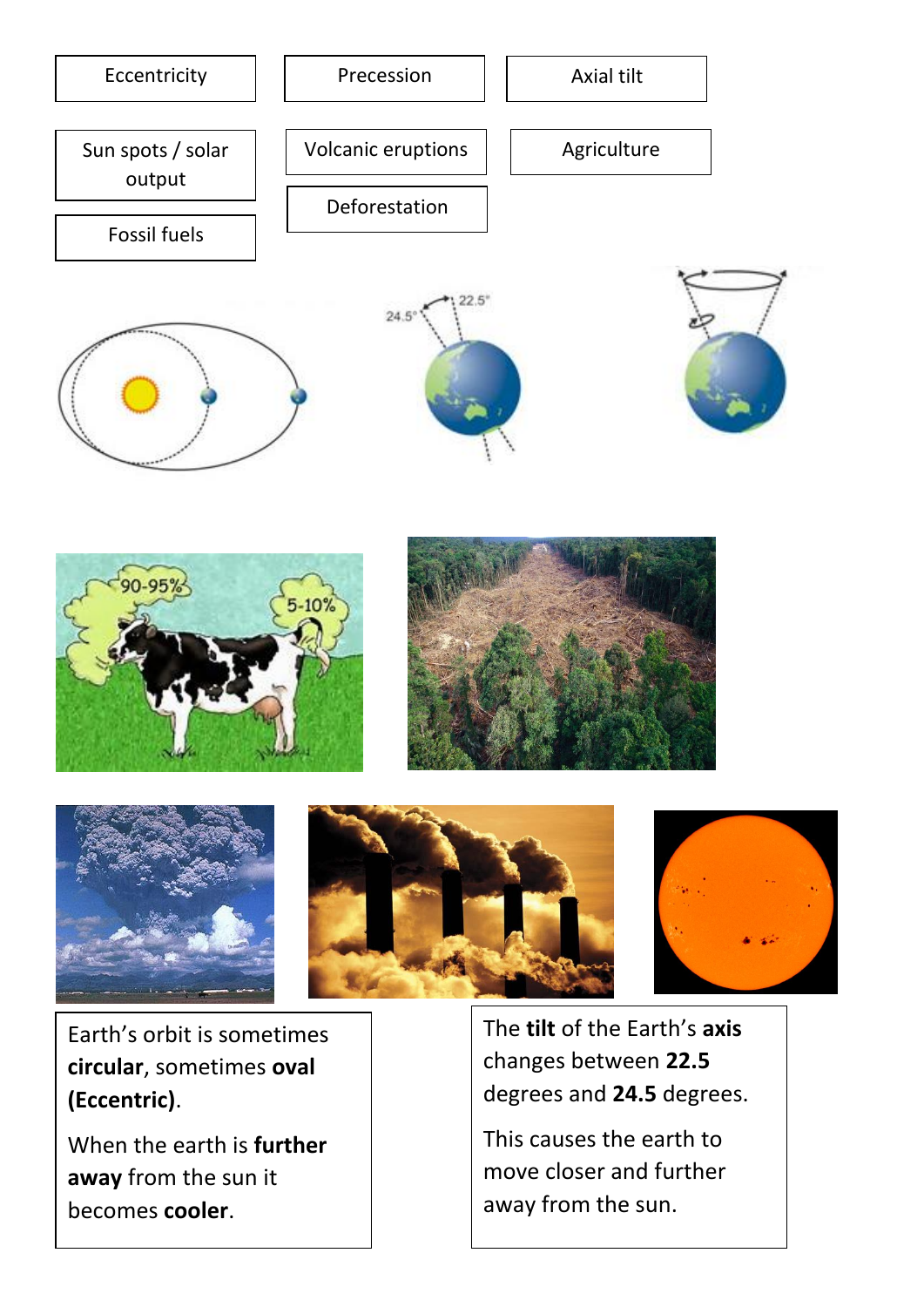Eccentricity

Precession

Axial tilt

Sun spots / solar output

Volcanic eruptions

Agriculture

Deforestation

Fossil fuels

Earth's orbit is sometimes **circular**, sometimes **oval (Eccentric)**.

When the earth is **further away** from the sun it becomes **cooler**.

The **tilt** of the Earth's **axis** changes between **22.5** degrees and **24.5** degrees.

This causes the earth to move closer and further away from the sun.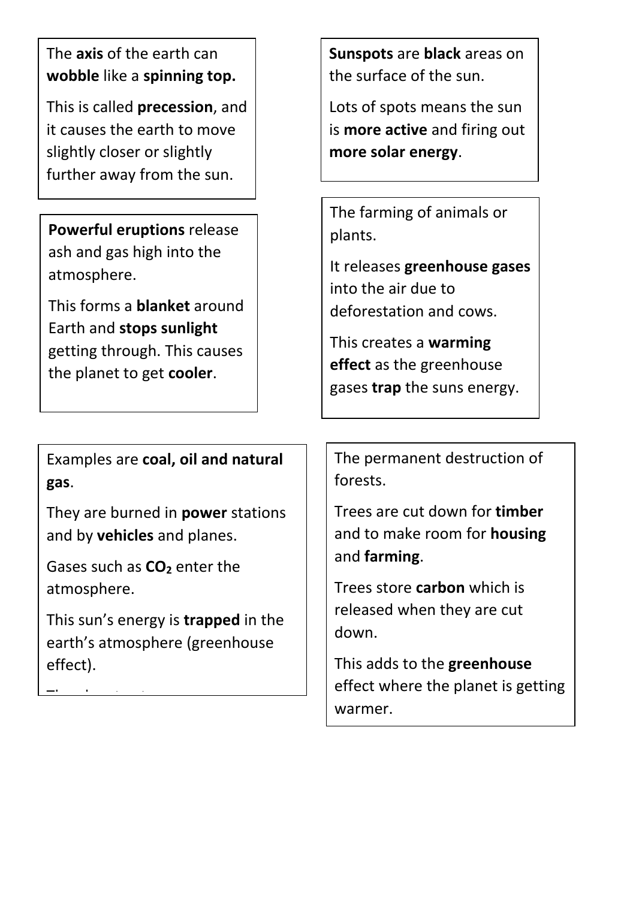The **axis** of the earth can **wobble** like a **spinning top.**

This is called **precession**, and it causes the earth to move slightly closer or slightly further away from the sun.

**Sunspots** are **black** areas on the surface of the sun.

Lots of spots means the sun is **more active** and firing out **more solar energy**.

**Powerful eruptions** release ash and gas high into the atmosphere.

This forms a **blanket** around Earth and **stops sunlight** getting through. This causes the planet to get **cooler**.

The farming of animals or plants.

It releases **greenhouse gases** into the air due to deforestation and cows.

This creates a **warming effect** as the greenhouse gases **trap** the suns energy.

Examples are **coal, oil and natural gas**.

They are burned in **power** stations and by **vehicles** and planes.

Gases such as $CO_2$ enter the atmosphere.

This sun's energy is **trapped** in the earth's atmosphere (greenhouse effect).

The permanent destruction of forests.

Trees are cut down for **timber** and to make room for **housing** and **farming**.

Trees store **carbon** which is released when they are cut down.

This adds to the **greenhouse** effect where the planet is getting warmer.